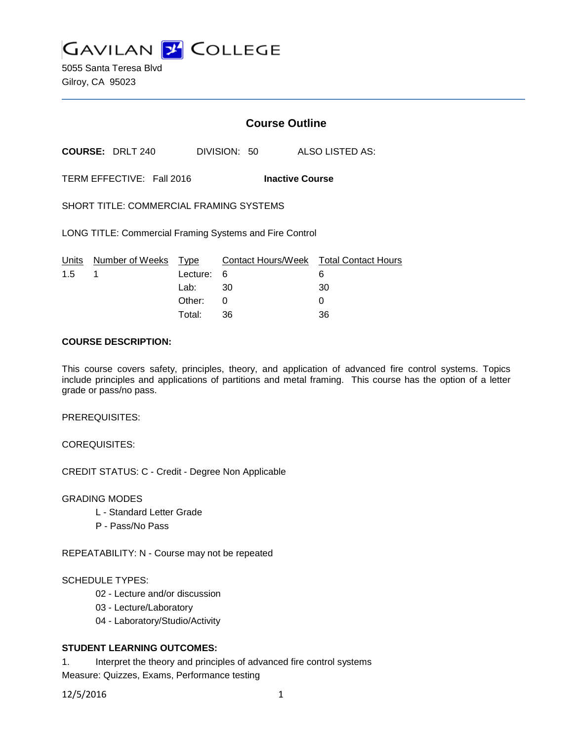# GAVILAN COLLEGE

5055 Santa Teresa Blvd
Gilroy, CA 95023

## Course Outline

**COURSE:** DRLT 240 DIVISION: 50 ALSO LISTED AS:

TERM EFFECTIVE: Fall 2016 **Inactive Course**

SHORT TITLE: COMMERCIAL FRAMING SYSTEMS

LONG TITLE: Commercial Framing Systems and Fire Control

| Units | Number of Weeks | Type | Contact Hours/Week | Total Contact Hours |
|---|---|---|---|---|
| 1.5 | 1 | Lecture: | 6 | 6 |
| | | Lab: | 30 | 30 |
| | | Other: | 0 | 0 |
| | | Total: | 36 | 36 |

**COURSE DESCRIPTION:**

This course covers safety, principles, theory, and application of advanced fire control systems. Topics include principles and applications of partitions and metal framing. This course has the option of a letter grade or pass/no pass.

PREREQUISITES:

COREQUISITES:

CREDIT STATUS: C - Credit - Degree Non Applicable

GRADING MODES

- L - Standard Letter Grade
- P - Pass/No Pass

REPEATABILITY: N - Course may not be repeated

SCHEDULE TYPES:

- 02 - Lecture and/or discussion
- 03 - Lecture/Laboratory
- 04 - Laboratory/Studio/Activity

**STUDENT LEARNING OUTCOMES:**

1. Interpret the theory and principles of advanced fire control systems

Measure: Quizzes, Exams, Performance testing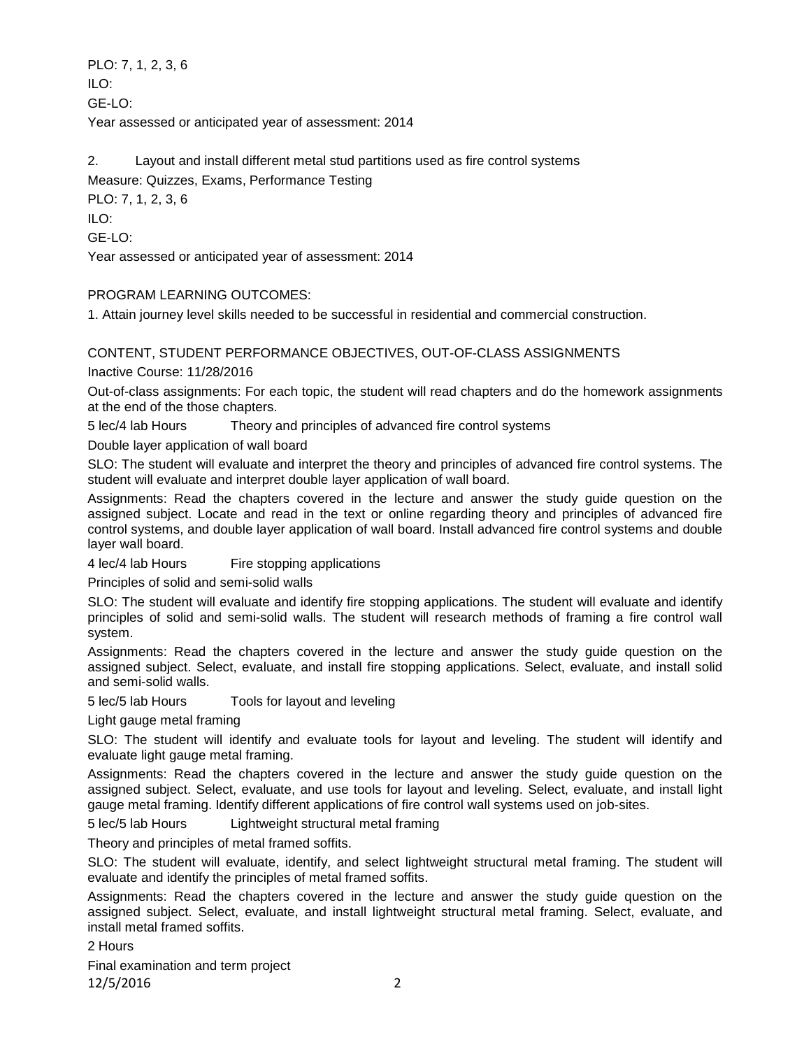PLO: 7, 1, 2, 3, 6

ILO:

GE-LO:

Year assessed or anticipated year of assessment: 2014

2. Layout and install different metal stud partitions used as fire control systems

Measure: Quizzes, Exams, Performance Testing

PLO: 7, 1, 2, 3, 6

ILO:

GE-LO:

Year assessed or anticipated year of assessment: 2014

PROGRAM LEARNING OUTCOMES:

1. Attain journey level skills needed to be successful in residential and commercial construction.

CONTENT, STUDENT PERFORMANCE OBJECTIVES, OUT-OF-CLASS ASSIGNMENTS

Inactive Course: 11/28/2016

Out-of-class assignments: For each topic, the student will read chapters and do the homework assignments at the end of the those chapters.

5 lec/4 lab Hours Theory and principles of advanced fire control systems

Double layer application of wall board

SLO: The student will evaluate and interpret the theory and principles of advanced fire control systems. The student will evaluate and interpret double layer application of wall board.

Assignments: Read the chapters covered in the lecture and answer the study guide question on the assigned subject. Locate and read in the text or online regarding theory and principles of advanced fire control systems, and double layer application of wall board. Install advanced fire control systems and double layer wall board.

4 lec/4 lab Hours Fire stopping applications

Principles of solid and semi-solid walls

SLO: The student will evaluate and identify fire stopping applications. The student will evaluate and identify principles of solid and semi-solid walls. The student will research methods of framing a fire control wall system.

Assignments: Read the chapters covered in the lecture and answer the study guide question on the assigned subject. Select, evaluate, and install fire stopping applications. Select, evaluate, and install solid and semi-solid walls.

5 lec/5 lab Hours Tools for layout and leveling

Light gauge metal framing

SLO: The student will identify and evaluate tools for layout and leveling. The student will identify and evaluate light gauge metal framing.

Assignments: Read the chapters covered in the lecture and answer the study guide question on the assigned subject. Select, evaluate, and use tools for layout and leveling. Select, evaluate, and install light gauge metal framing. Identify different applications of fire control wall systems used on job-sites.

5 lec/5 lab Hours Lightweight structural metal framing

Theory and principles of metal framed soffits.

SLO: The student will evaluate, identify, and select lightweight structural metal framing. The student will evaluate and identify the principles of metal framed soffits.

Assignments: Read the chapters covered in the lecture and answer the study guide question on the assigned subject. Select, evaluate, and install lightweight structural metal framing. Select, evaluate, and install metal framed soffits.

2 Hours

Final examination and term project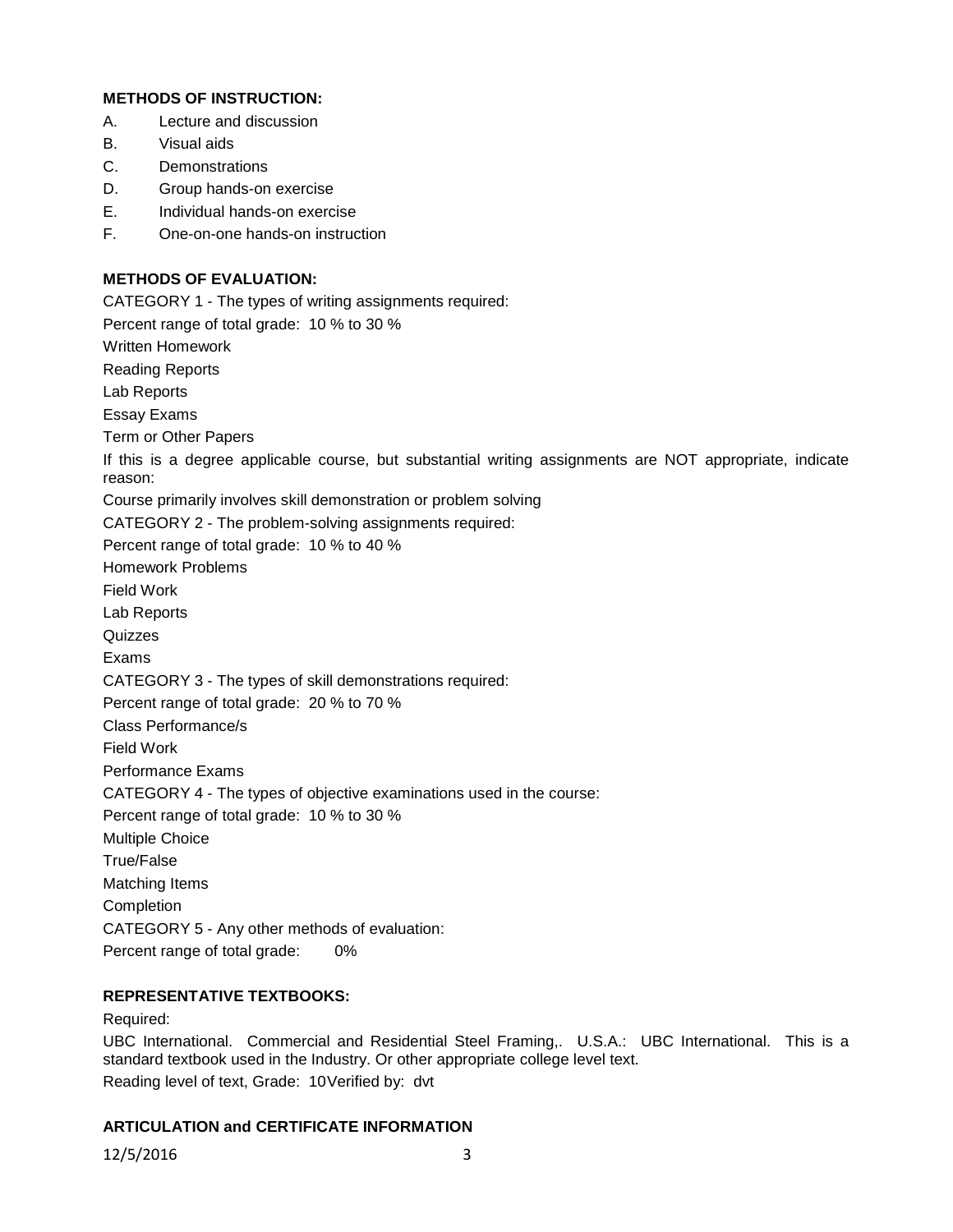**METHODS OF INSTRUCTION:**

A. Lecture and discussion
B. Visual aids
C. Demonstrations
D. Group hands-on exercise
E. Individual hands-on exercise
F. One-on-one hands-on instruction

**METHODS OF EVALUATION:**

CATEGORY 1 - The types of writing assignments required:

Percent range of total grade: 10 % to 30 %

Written Homework

Reading Reports

Lab Reports

Essay Exams

Term or Other Papers

If this is a degree applicable course, but substantial writing assignments are NOT appropriate, indicate reason:

Course primarily involves skill demonstration or problem solving

CATEGORY 2 - The problem-solving assignments required:

Percent range of total grade: 10 % to 40 %

Homework Problems

Field Work

Lab Reports

Quizzes

Exams

CATEGORY 3 - The types of skill demonstrations required:

Percent range of total grade: 20 % to 70 %

Class Performance/s

Field Work

Performance Exams

CATEGORY 4 - The types of objective examinations used in the course:

Percent range of total grade: 10 % to 30 %

Multiple Choice

True/False

Matching Items

Completion

CATEGORY 5 - Any other methods of evaluation:

Percent range of total grade: 0%

**REPRESENTATIVE TEXTBOOKS:**

Required:

UBC International. Commercial and Residential Steel Framing,. U.S.A.: UBC International. This is a standard textbook used in the Industry. Or other appropriate college level text.

Reading level of text, Grade: 10Verified by: dvt

**ARTICULATION and CERTIFICATE INFORMATION**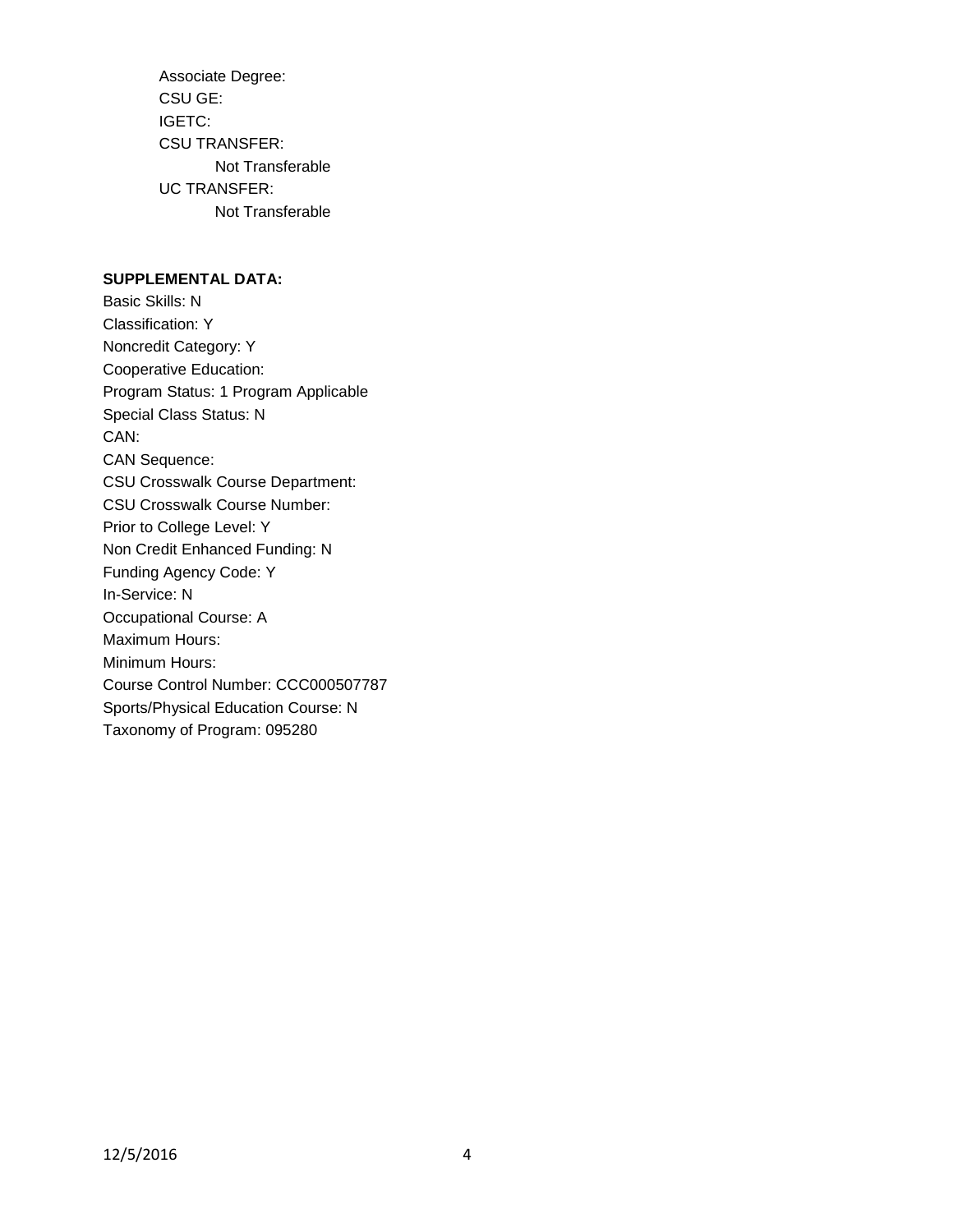Associate Degree:
CSU GE:
IGETC:
CSU TRANSFER:
Not Transferable
UC TRANSFER:
Not Transferable

**SUPPLEMENTAL DATA:**

Basic Skills: N
Classification: Y
Noncredit Category: Y
Cooperative Education:
Program Status: 1 Program Applicable
Special Class Status: N
CAN:
CAN Sequence:
CSU Crosswalk Course Department:
CSU Crosswalk Course Number:
Prior to College Level: Y
Non Credit Enhanced Funding: N
Funding Agency Code: Y
In-Service: N
Occupational Course: A
Maximum Hours:
Minimum Hours:
Course Control Number: CCC000507787
Sports/Physical Education Course: N
Taxonomy of Program: 095280